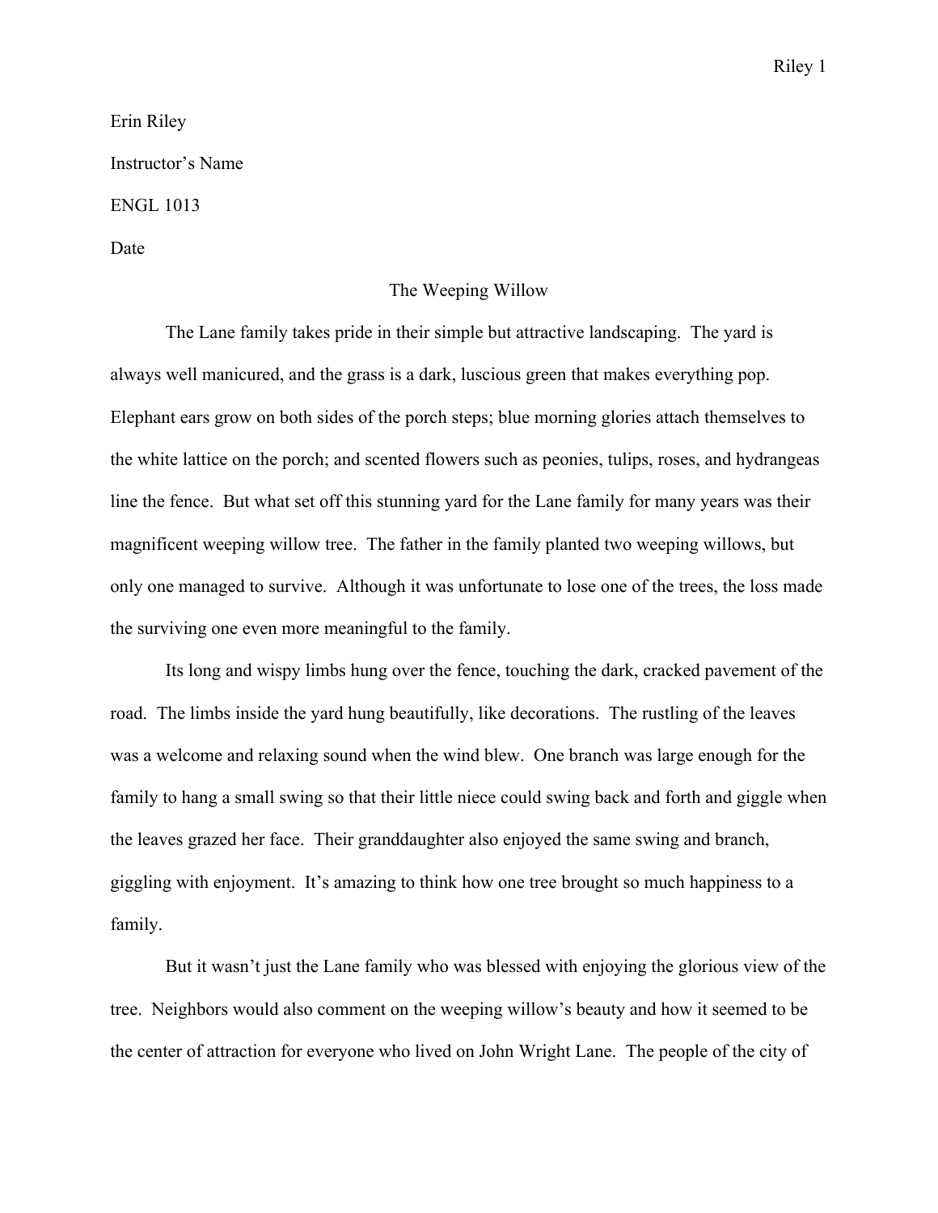Erin Riley

Instructor's Name

ENGL 1013

Date

# The Weeping Willow

The Lane family takes pride in their simple but attractive landscaping. The yard is always well manicured, and the grass is a dark, luscious green that makes everything pop. Elephant ears grow on both sides of the porch steps; blue morning glories attach themselves to the white lattice on the porch; and scented flowers such as peonies, tulips, roses, and hydrangeas line the fence. But what set off this stunning yard for the Lane family for many years was their magnificent weeping willow tree. The father in the family planted two weeping willows, but only one managed to survive. Although it was unfortunate to lose one of the trees, the loss made the surviving one even more meaningful to the family.

Its long and wispy limbs hung over the fence, touching the dark, cracked pavement of the road. The limbs inside the yard hung beautifully, like decorations. The rustling of the leaves was a welcome and relaxing sound when the wind blew. One branch was large enough for the family to hang a small swing so that their little niece could swing back and forth and giggle when the leaves grazed her face. Their granddaughter also enjoyed the same swing and branch, giggling with enjoyment. It's amazing to think how one tree brought so much happiness to a family.

But it wasn't just the Lane family who was blessed with enjoying the glorious view of the tree. Neighbors would also comment on the weeping willow's beauty and how it seemed to be the center of attraction for everyone who lived on John Wright Lane. The people of the city of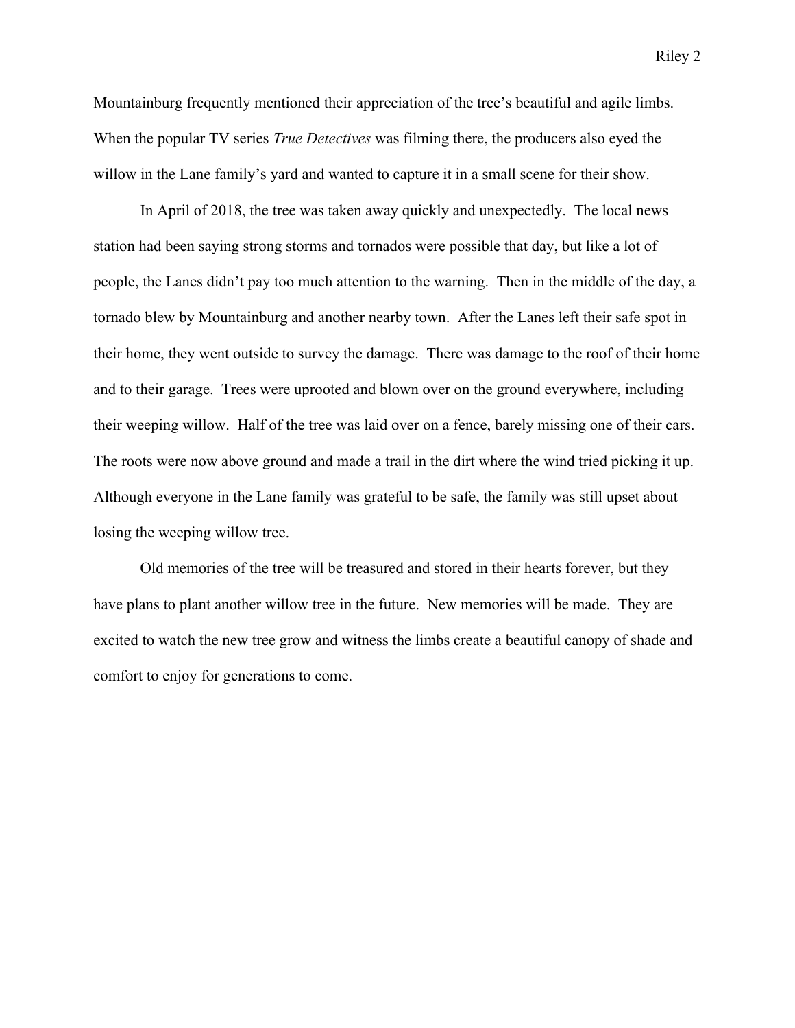Mountainburg frequently mentioned their appreciation of the tree's beautiful and agile limbs. When the popular TV series *True Detectives* was filming there, the producers also eyed the willow in the Lane family's yard and wanted to capture it in a small scene for their show.

In April of 2018, the tree was taken away quickly and unexpectedly. The local news station had been saying strong storms and tornados were possible that day, but like a lot of people, the Lanes didn't pay too much attention to the warning. Then in the middle of the day, a tornado blew by Mountainburg and another nearby town. After the Lanes left their safe spot in their home, they went outside to survey the damage. There was damage to the roof of their home and to their garage. Trees were uprooted and blown over on the ground everywhere, including their weeping willow. Half of the tree was laid over on a fence, barely missing one of their cars. The roots were now above ground and made a trail in the dirt where the wind tried picking it up. Although everyone in the Lane family was grateful to be safe, the family was still upset about losing the weeping willow tree.

Old memories of the tree will be treasured and stored in their hearts forever, but they have plans to plant another willow tree in the future. New memories will be made. They are excited to watch the new tree grow and witness the limbs create a beautiful canopy of shade and comfort to enjoy for generations to come.